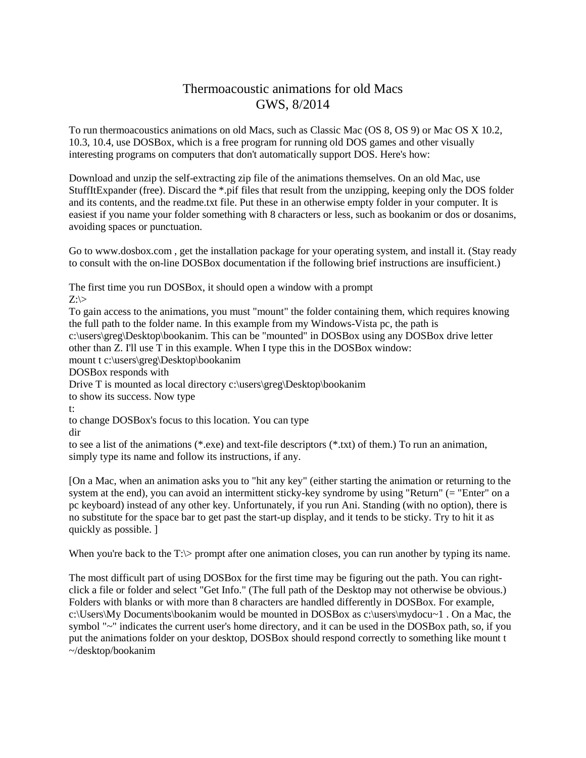# Thermoacoustic animations for old Macs

GWS, 8/2014

To run thermoacoustics animations on old Macs, such as Classic Mac (OS 8, OS 9) or Mac OS X 10.2, 10.3, 10.4, use DOSBox, which is a free program for running old DOS games and other visually interesting programs on computers that don't automatically support DOS. Here's how:

Download and unzip the self-extracting zip file of the animations themselves. On an old Mac, use StuffItExpander (free). Discard the *.pif files that result from the unzipping, keeping only the DOS folder and its contents, and the readme.txt file. Put these in an otherwise empty folder in your computer. It is easiest if you name your folder something with 8 characters or less, such as bookanim or dos or dosanims, avoiding spaces or punctuation.

Go to www.dosbox.com , get the installation package for your operating system, and install it. (Stay ready to consult with the on-line DOSBox documentation if the following brief instructions are insufficient.)

The first time you run DOSBox, it should open a window with a prompt
Z:\>
To gain access to the animations, you must "mount" the folder containing them, which requires knowing the full path to the folder name. In this example from my Windows-Vista pc, the path is c:\users\greg\Desktop\bookanim. This can be "mounted" in DOSBox using any DOSBox drive letter other than Z. I'll use T in this example. When I type this in the DOSBox window:
mount t c:\users\greg\Desktop\bookanim
DOSBox responds with
Drive T is mounted as local directory c:\users\greg\Desktop\bookanim
to show its success. Now type
t:
to change DOSBox's focus to this location. You can type
dir
to see a list of the animations (*.exe) and text-file descriptors (*.txt) of them.) To run an animation, simply type its name and follow its instructions, if any.

[On a Mac, when an animation asks you to "hit any key" (either starting the animation or returning to the system at the end), you can avoid an intermittent sticky-key syndrome by using "Return" (= "Enter" on a pc keyboard) instead of any other key. Unfortunately, if you run Ani. Standing (with no option), there is no substitute for the space bar to get past the start-up display, and it tends to be sticky. Try to hit it as quickly as possible. ]

When you're back to the T:\> prompt after one animation closes, you can run another by typing its name.

The most difficult part of using DOSBox for the first time may be figuring out the path. You can right-click a file or folder and select "Get Info." (The full path of the Desktop may not otherwise be obvious.) Folders with blanks or with more than 8 characters are handled differently in DOSBox. For example, c:\Users\My Documents\bookanim would be mounted in DOSBox as c:\users\mydocu~1 . On a Mac, the symbol "~" indicates the current user's home directory, and it can be used in the DOSBox path, so, if you put the animations folder on your desktop, DOSBox should respond correctly to something like mount t ~/desktop/bookanim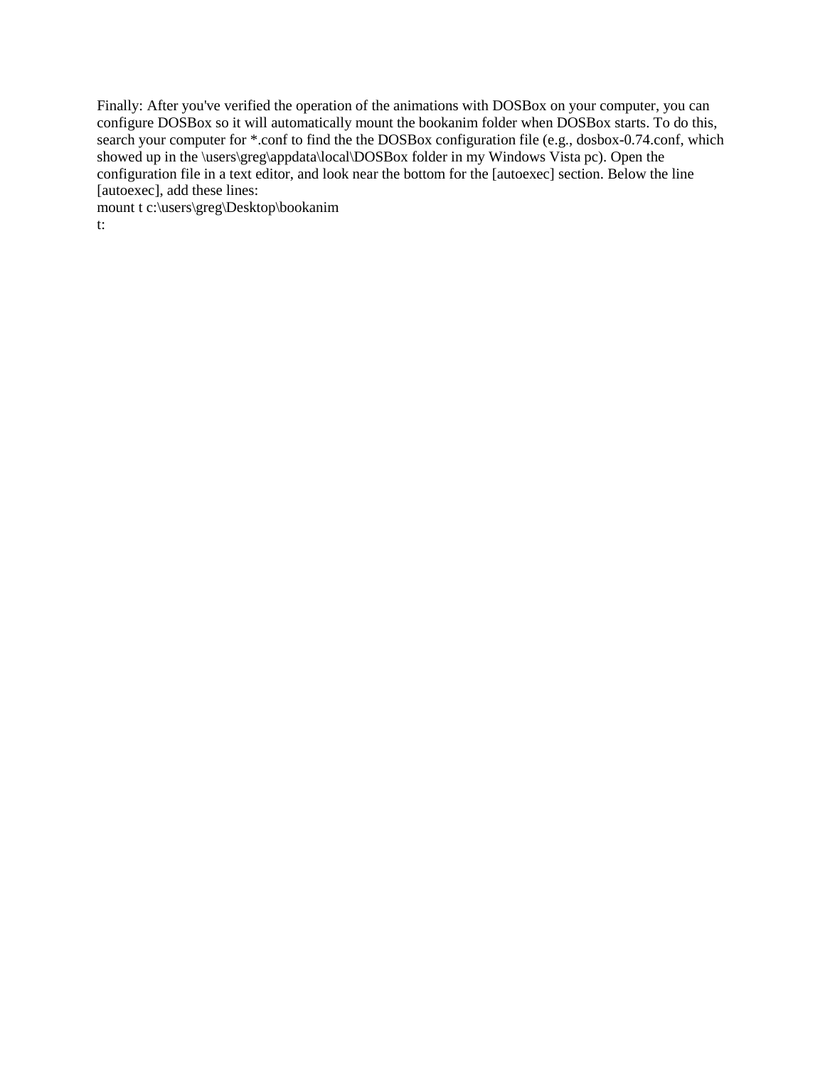Finally: After you've verified the operation of the animations with DOSBox on your computer, you can configure DOSBox so it will automatically mount the bookanim folder when DOSBox starts. To do this, search your computer for *.conf to find the the DOSBox configuration file (e.g., dosbox-0.74.conf, which showed up in the \users\greg\appdata\local\DOSBox folder in my Windows Vista pc). Open the configuration file in a text editor, and look near the bottom for the [autoexec] section. Below the line [autoexec], add these lines:

```
mount t c:\users\greg\Desktop\bookanim
t:
```